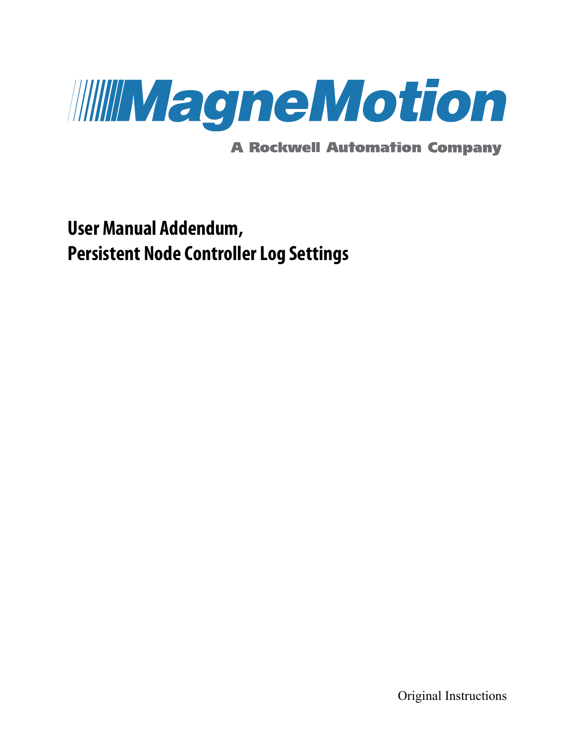MagneMotion

A Rockwell Automation Company

# User Manual Addendum, Persistent Node Controller Log Settings

Original Instructions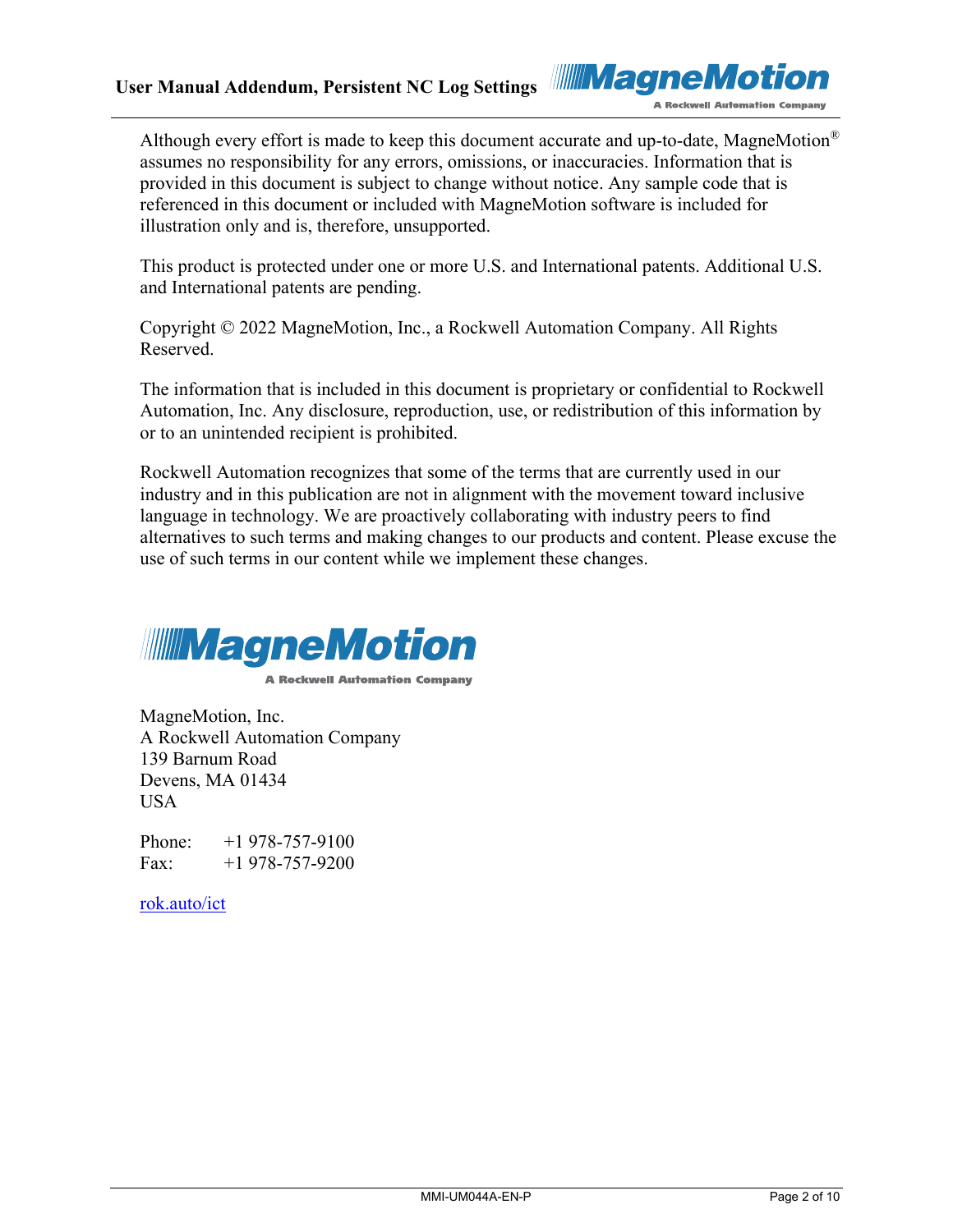Although every effort is made to keep this document accurate and up-to-date, MagneMotion® assumes no responsibility for any errors, omissions, or inaccuracies. Information that is provided in this document is subject to change without notice. Any sample code that is referenced in this document or included with MagneMotion software is included for illustration only and is, therefore, unsupported.

This product is protected under one or more U.S. and International patents. Additional U.S. and International patents are pending.

Copyright © 2022 MagneMotion, Inc., a Rockwell Automation Company. All Rights Reserved.

The information that is included in this document is proprietary or confidential to Rockwell Automation, Inc. Any disclosure, reproduction, use, or redistribution of this information by or to an unintended recipient is prohibited.

Rockwell Automation recognizes that some of the terms that are currently used in our industry and in this publication are not in alignment with the movement toward inclusive language in technology. We are proactively collaborating with industry peers to find alternatives to such terms and making changes to our products and content. Please excuse the use of such terms in our content while we implement these changes.

MagneMotion
A Rockwell Automation Company

MagneMotion, Inc.
A Rockwell Automation Company
139 Barnum Road
Devens, MA 01434
USA

Phone: +1 978-757-9100
Fax: +1 978-757-9200

rok.auto/ict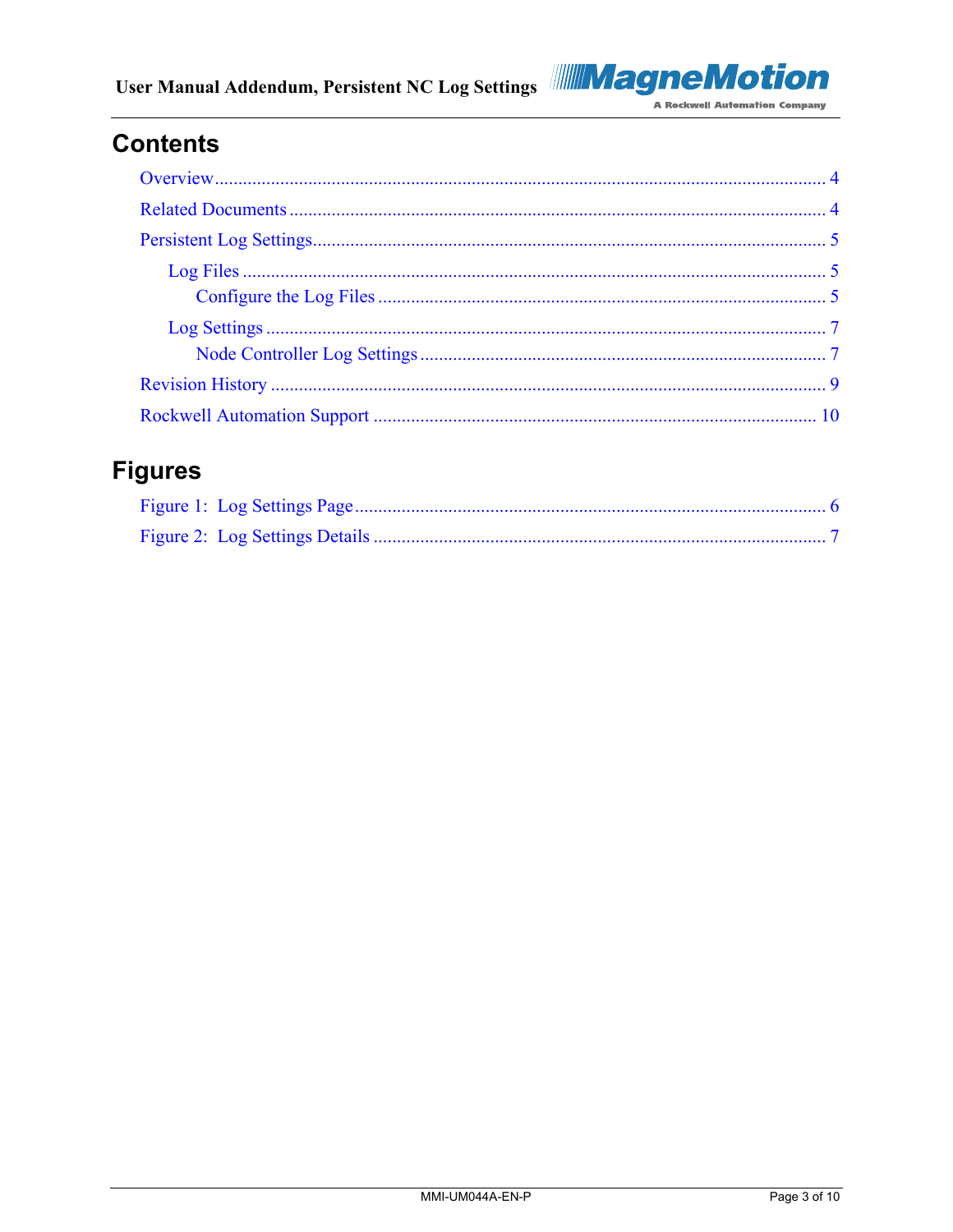# Contents

Overview ........................................................................................................................ 4

Related Documents ....................................................................................................... 4

Persistent Log Settings.................................................................................................. 5

- Log Files ................................................................................................................. 5
  - Configure the Log Files ....................................................................................... 5
- Log Settings ............................................................................................................ 7
  - Node Controller Log Settings .............................................................................. 7

Revision History ........................................................................................................... 9

Rockwell Automation Support ..................................................................................... 10

# Figures

Figure 1: Log Settings Page........................................................................................... 6

Figure 2: Log Settings Details ....................................................................................... 7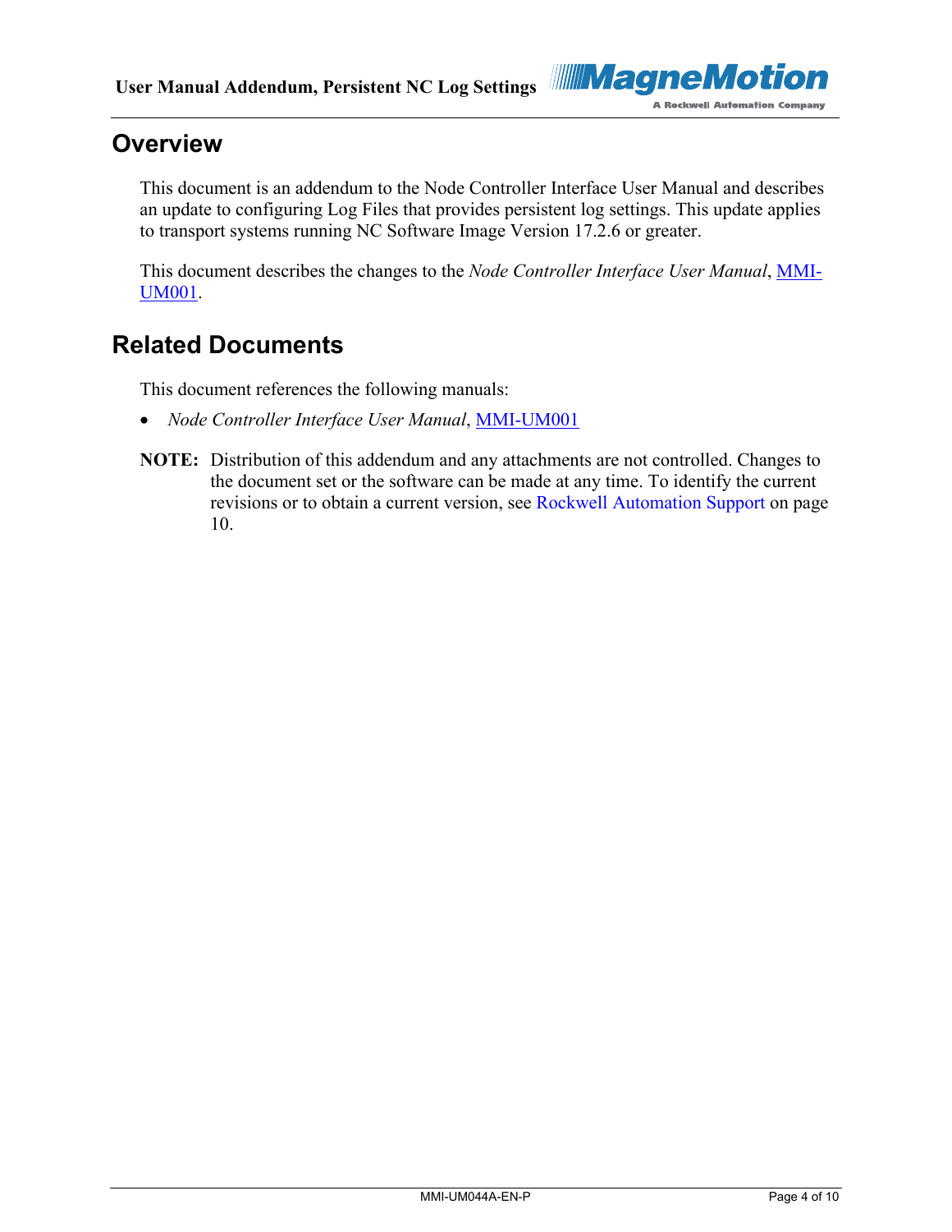# Overview

This document is an addendum to the Node Controller Interface User Manual and describes an update to configuring Log Files that provides persistent log settings. This update applies to transport systems running NC Software Image Version 17.2.6 or greater.

This document describes the changes to the *Node Controller Interface User Manual*, MMI-UM001.

# Related Documents

This document references the following manuals:

- *Node Controller Interface User Manual*, MMI-UM001

**NOTE:** Distribution of this addendum and any attachments are not controlled. Changes to the document set or the software can be made at any time. To identify the current revisions or to obtain a current version, see Rockwell Automation Support on page 10.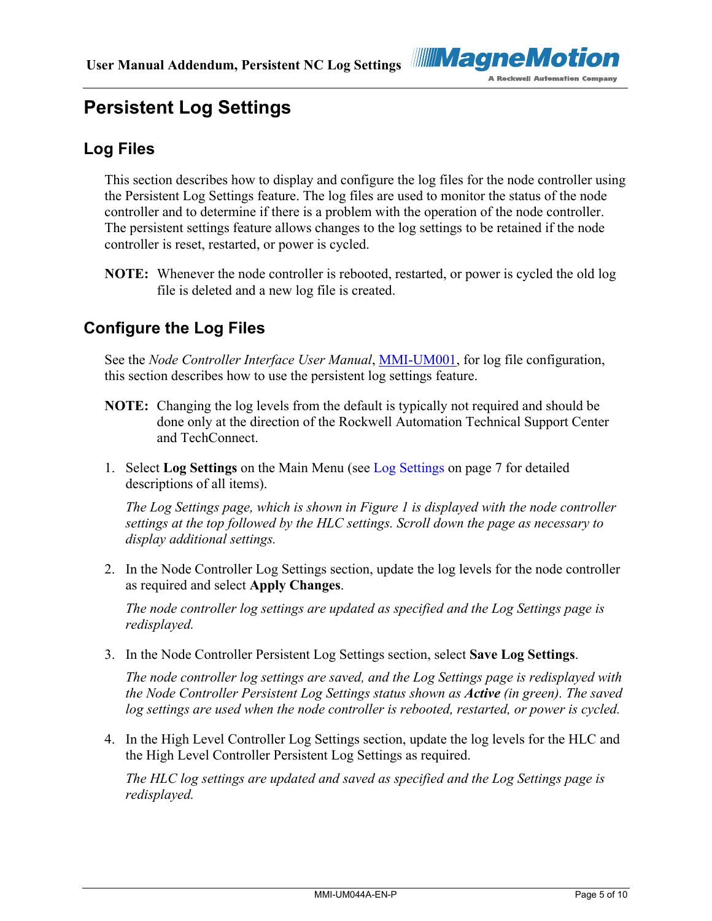# Persistent Log Settings

## Log Files

This section describes how to display and configure the log files for the node controller using the Persistent Log Settings feature. The log files are used to monitor the status of the node controller and to determine if there is a problem with the operation of the node controller. The persistent settings feature allows changes to the log settings to be retained if the node controller is reset, restarted, or power is cycled.

**NOTE:** Whenever the node controller is rebooted, restarted, or power is cycled the old log file is deleted and a new log file is created.

## Configure the Log Files

See the *Node Controller Interface User Manual*, MMI-UM001, for log file configuration, this section describes how to use the persistent log settings feature.

**NOTE:** Changing the log levels from the default is typically not required and should be done only at the direction of the Rockwell Automation Technical Support Center and TechConnect.

1. Select **Log Settings** on the Main Menu (see Log Settings on page 7 for detailed descriptions of all items).

   *The Log Settings page, which is shown in Figure 1 is displayed with the node controller settings at the top followed by the HLC settings. Scroll down the page as necessary to display additional settings.*

2. In the Node Controller Log Settings section, update the log levels for the node controller as required and select **Apply Changes**.

   *The node controller log settings are updated as specified and the Log Settings page is redisplayed.*

3. In the Node Controller Persistent Log Settings section, select **Save Log Settings**.

   *The node controller log settings are saved, and the Log Settings page is redisplayed with the Node Controller Persistent Log Settings status shown as **Active** (in green). The saved log settings are used when the node controller is rebooted, restarted, or power is cycled.*

4. In the High Level Controller Log Settings section, update the log levels for the HLC and the High Level Controller Persistent Log Settings as required.

   *The HLC log settings are updated and saved as specified and the Log Settings page is redisplayed.*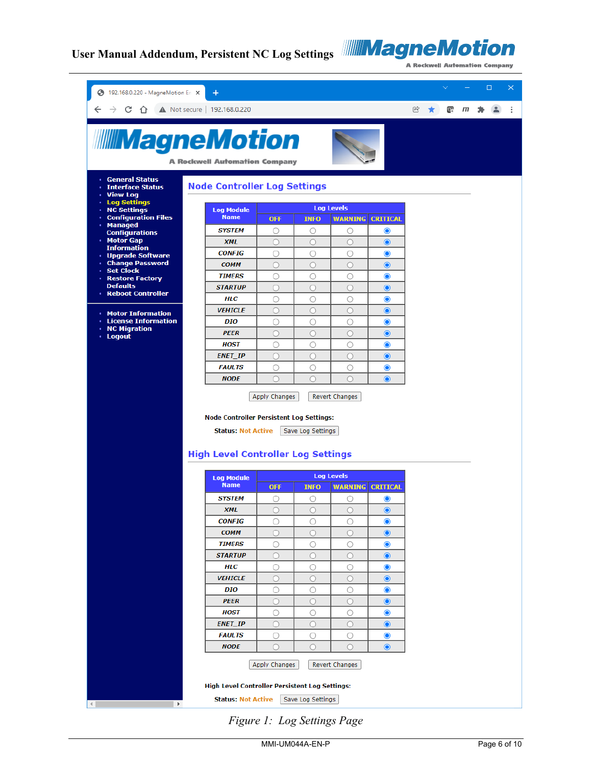**Node Controller Log Settings**

| Log Module Name | Log Levels | | | |
|---|---|---|---|---|
| | OFF | INFO | WARNING | CRITICAL |
| SYSTEM | ○ | ○ | ○ | ◉ |
| XML | ○ | ○ | ○ | ◉ |
| CONFIG | ○ | ○ | ○ | ◉ |
| COMM | ○ | ○ | ○ | ◉ |
| TIMERS | ○ | ○ | ○ | ◉ |
| STARTUP | ○ | ○ | ○ | ◉ |
| HLC | ○ | ○ | ○ | ◉ |
| VEHICLE | ○ | ○ | ○ | ◉ |
| DIO | ○ | ○ | ○ | ◉ |
| PEER | ○ | ○ | ○ | ◉ |
| HOST | ○ | ○ | ○ | ◉ |
| ENET_IP | ○ | ○ | ○ | ◉ |
| FAULTS | ○ | ○ | ○ | ◉ |
| NODE | ○ | ○ | ○ | ◉ |

Apply Changes | Revert Changes

**Node Controller Persistent Log Settings:**

**Status:** Not Active | Save Log Settings

**High Level Controller Log Settings**

| Log Module Name | Log Levels | | | |
|---|---|---|---|---|
| | OFF | INFO | WARNING | CRITICAL |
| SYSTEM | ○ | ○ | ○ | ◉ |
| XML | ○ | ○ | ○ | ◉ |
| CONFIG | ○ | ○ | ○ | ◉ |
| COMM | ○ | ○ | ○ | ◉ |
| TIMERS | ○ | ○ | ○ | ◉ |
| STARTUP | ○ | ○ | ○ | ◉ |
| HLC | ○ | ○ | ○ | ◉ |
| VEHICLE | ○ | ○ | ○ | ◉ |
| DIO | ○ | ○ | ○ | ◉ |
| PEER | ○ | ○ | ○ | ◉ |
| HOST | ○ | ○ | ○ | ◉ |
| ENET_IP | ○ | ○ | ○ | ◉ |
| FAULTS | ○ | ○ | ○ | ◉ |
| NODE | ○ | ○ | ○ | ◉ |

Apply Changes | Revert Changes

**High Level Controller Persistent Log Settings:**

**Status:** Not Active | Save Log Settings

*Figure 1: Log Settings Page*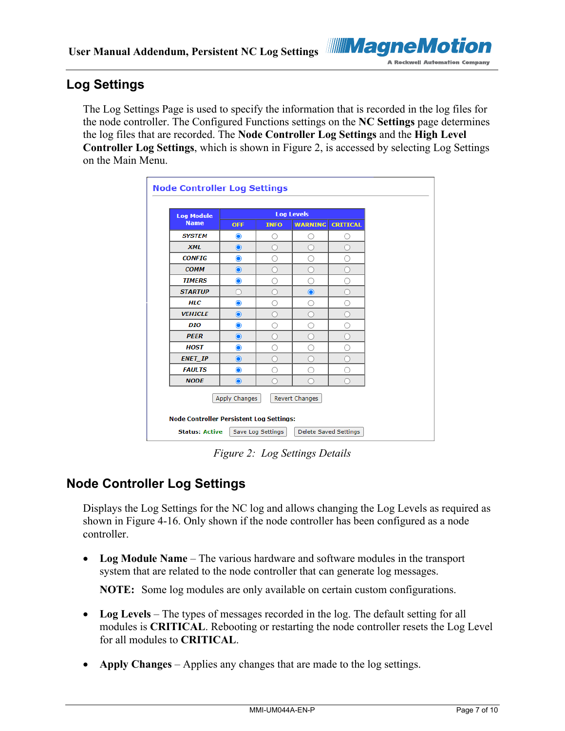## Log Settings

The Log Settings Page is used to specify the information that is recorded in the log files for the node controller. The Configured Functions settings on the **NC Settings** page determines the log files that are recorded. The **Node Controller Log Settings** and the **High Level Controller Log Settings**, which is shown in Figure 2, is accessed by selecting Log Settings on the Main Menu.

**Node Controller Log Settings**

| Log Module Name | Log Levels | | | |
|---|---|---|---|---|
| | OFF | INFO | WARNING | CRITICAL |
| SYSTEM | ◉ | ○ | ○ | ○ |
| XML | ◉ | ○ | ○ | ○ |
| CONFIG | ◉ | ○ | ○ | ○ |
| COMM | ◉ | ○ | ○ | ○ |
| TIMERS | ◉ | ○ | ○ | ○ |
| STARTUP | ○ | ○ | ◉ | ○ |
| HLC | ◉ | ○ | ○ | ○ |
| VEHICLE | ◉ | ○ | ○ | ○ |
| DIO | ◉ | ○ | ○ | ○ |
| PEER | ◉ | ○ | ○ | ○ |
| HOST | ◉ | ○ | ○ | ○ |
| ENET_IP | ◉ | ○ | ○ | ○ |
| FAULTS | ◉ | ○ | ○ | ○ |
| NODE | ◉ | ○ | ○ | ○ |

[Apply Changes] [Revert Changes]

Node Controller Persistent Log Settings:

Status: Active [Save Log Settings] [Delete Saved Settings]

*Figure 2: Log Settings Details*

## Node Controller Log Settings

Displays the Log Settings for the NC log and allows changing the Log Levels as required as shown in Figure 4-16. Only shown if the node controller has been configured as a node controller.

- **Log Module Name** – The various hardware and software modules in the transport system that are related to the node controller that can generate log messages.

  **NOTE:** Some log modules are only available on certain custom configurations.

- **Log Levels** – The types of messages recorded in the log. The default setting for all modules is **CRITICAL**. Rebooting or restarting the node controller resets the Log Level for all modules to **CRITICAL**.

- **Apply Changes** – Applies any changes that are made to the log settings.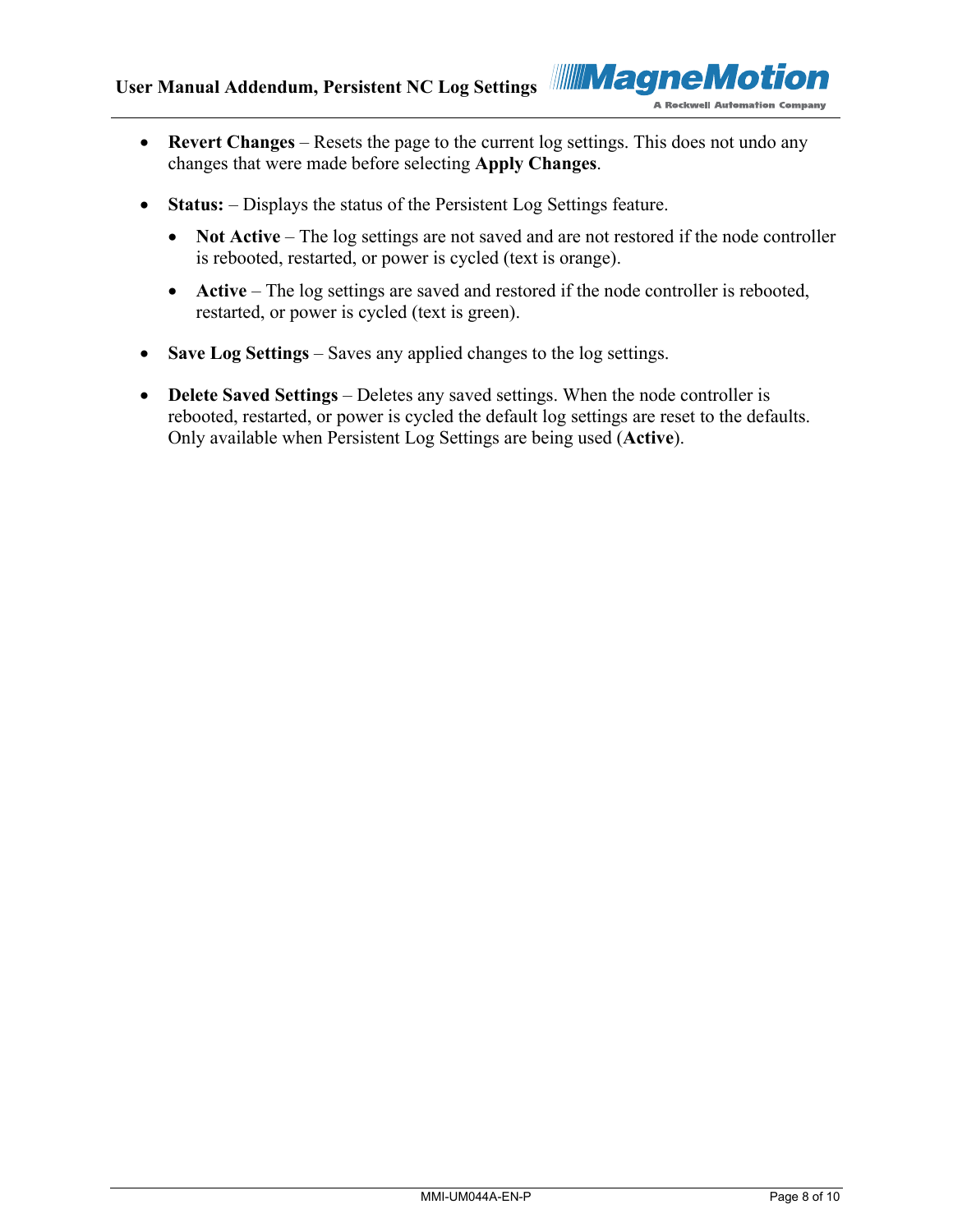- **Revert Changes** – Resets the page to the current log settings. This does not undo any changes that were made before selecting **Apply Changes**.

- **Status:** – Displays the status of the Persistent Log Settings feature.

  - **Not Active** – The log settings are not saved and are not restored if the node controller is rebooted, restarted, or power is cycled (text is orange).

  - **Active** – The log settings are saved and restored if the node controller is rebooted, restarted, or power is cycled (text is green).

- **Save Log Settings** – Saves any applied changes to the log settings.

- **Delete Saved Settings** – Deletes any saved settings. When the node controller is rebooted, restarted, or power is cycled the default log settings are reset to the defaults. Only available when Persistent Log Settings are being used (**Active**).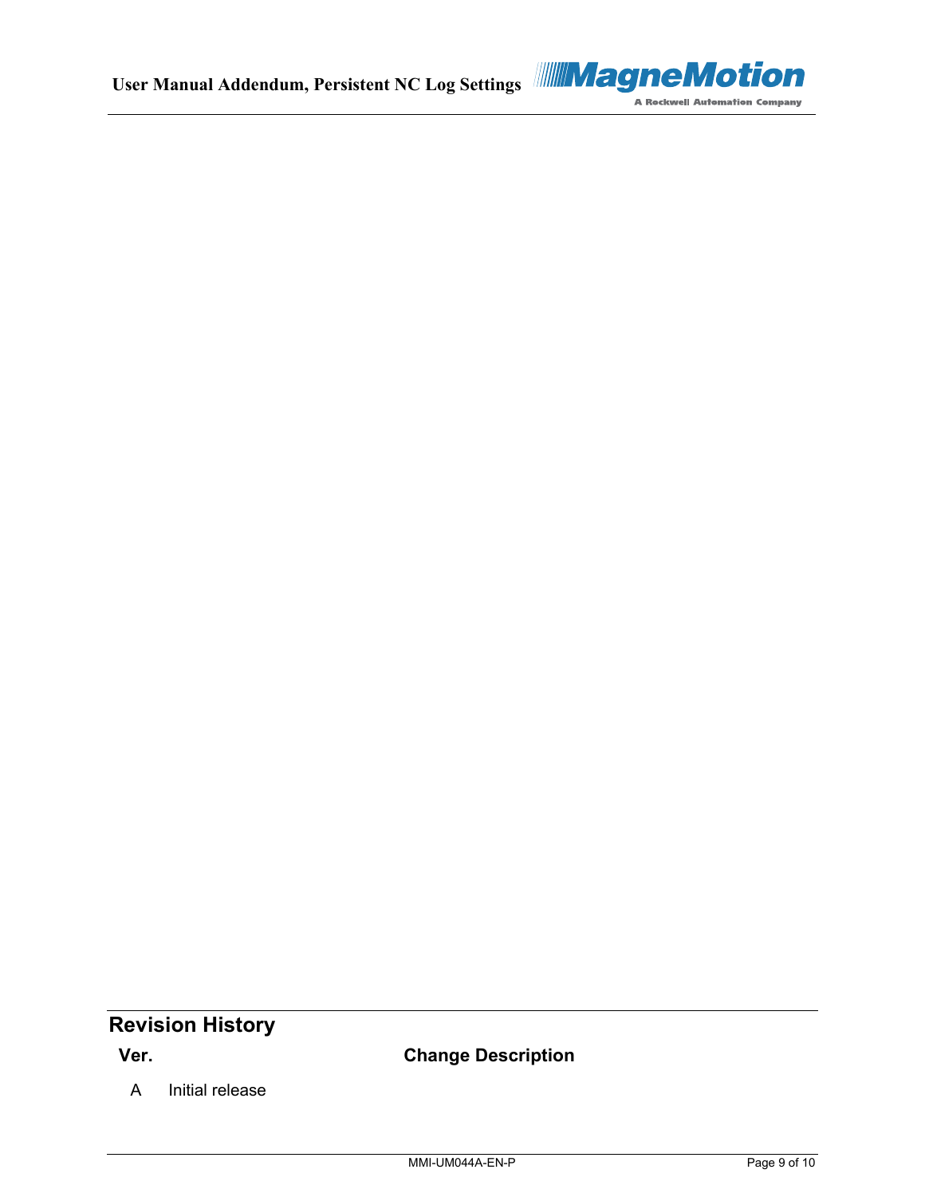## Revision History

| Ver. | Change Description |
| --- | --- |
| A | Initial release |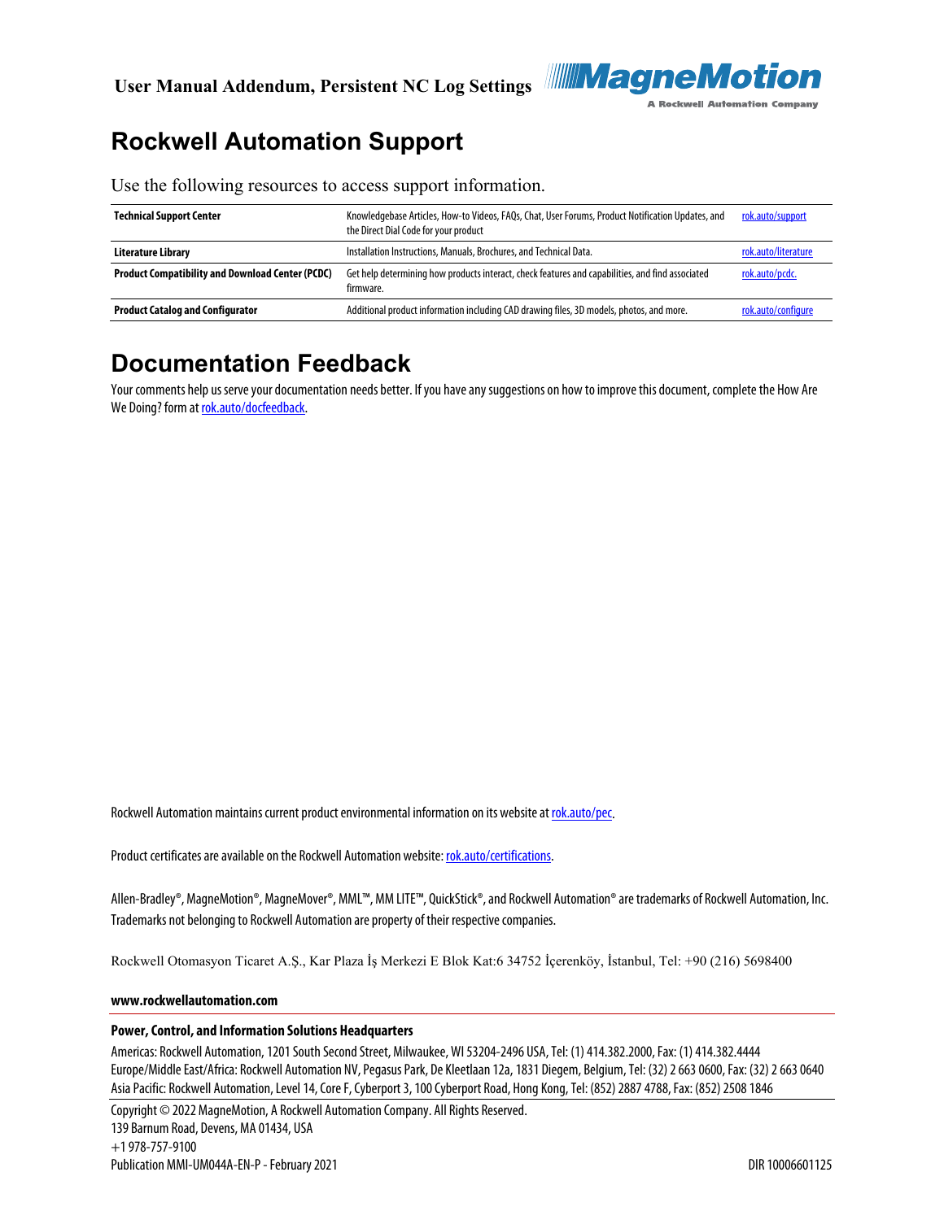# Rockwell Automation Support

Use the following resources to access support information.

| | | |
|---|---|---|
| **Technical Support Center** | Knowledgebase Articles, How-to Videos, FAQs, Chat, User Forums, Product Notification Updates, and the Direct Dial Code for your product | rok.auto/support |
| **Literature Library** | Installation Instructions, Manuals, Brochures, and Technical Data. | rok.auto/literature |
| **Product Compatibility and Download Center (PCDC)** | Get help determining how products interact, check features and capabilities, and find associated firmware. | rok.auto/pcdc. |
| **Product Catalog and Configurator** | Additional product information including CAD drawing files, 3D models, photos, and more. | rok.auto/configure |

# Documentation Feedback

Your comments help us serve your documentation needs better. If you have any suggestions on how to improve this document, complete the How Are We Doing? form at rok.auto/docfeedback.

Rockwell Automation maintains current product environmental information on its website at rok.auto/pec.

Product certificates are available on the Rockwell Automation website: rok.auto/certifications.

Allen-Bradley®, MagneMotion®, MagneMover®, MML™, MM LITE™, QuickStick®, and Rockwell Automation® are trademarks of Rockwell Automation, Inc. Trademarks not belonging to Rockwell Automation are property of their respective companies.

Rockwell Otomasyon Ticaret A.Ş., Kar Plaza İş Merkezi E Blok Kat:6 34752 İçerenköy, İstanbul, Tel: +90 (216) 5698400

**www.rockwellautomation.com**

**Power, Control, and Information Solutions Headquarters**

Americas: Rockwell Automation, 1201 South Second Street, Milwaukee, WI 53204-2496 USA, Tel: (1) 414.382.2000, Fax: (1) 414.382.4444
Europe/Middle East/Africa: Rockwell Automation NV, Pegasus Park, De Kleetlaan 12a, 1831 Diegem, Belgium, Tel: (32) 2 663 0600, Fax: (32) 2 663 0640
Asia Pacific: Rockwell Automation, Level 14, Core F, Cyberport 3, 100 Cyberport Road, Hong Kong, Tel: (852) 2887 4788, Fax: (852) 2508 1846

Copyright © 2022 MagneMotion, A Rockwell Automation Company. All Rights Reserved.
139 Barnum Road, Devens, MA 01434, USA
+1 978-757-9100
Publication MMI-UM044A-EN-P - February 2021

DIR 10006601125